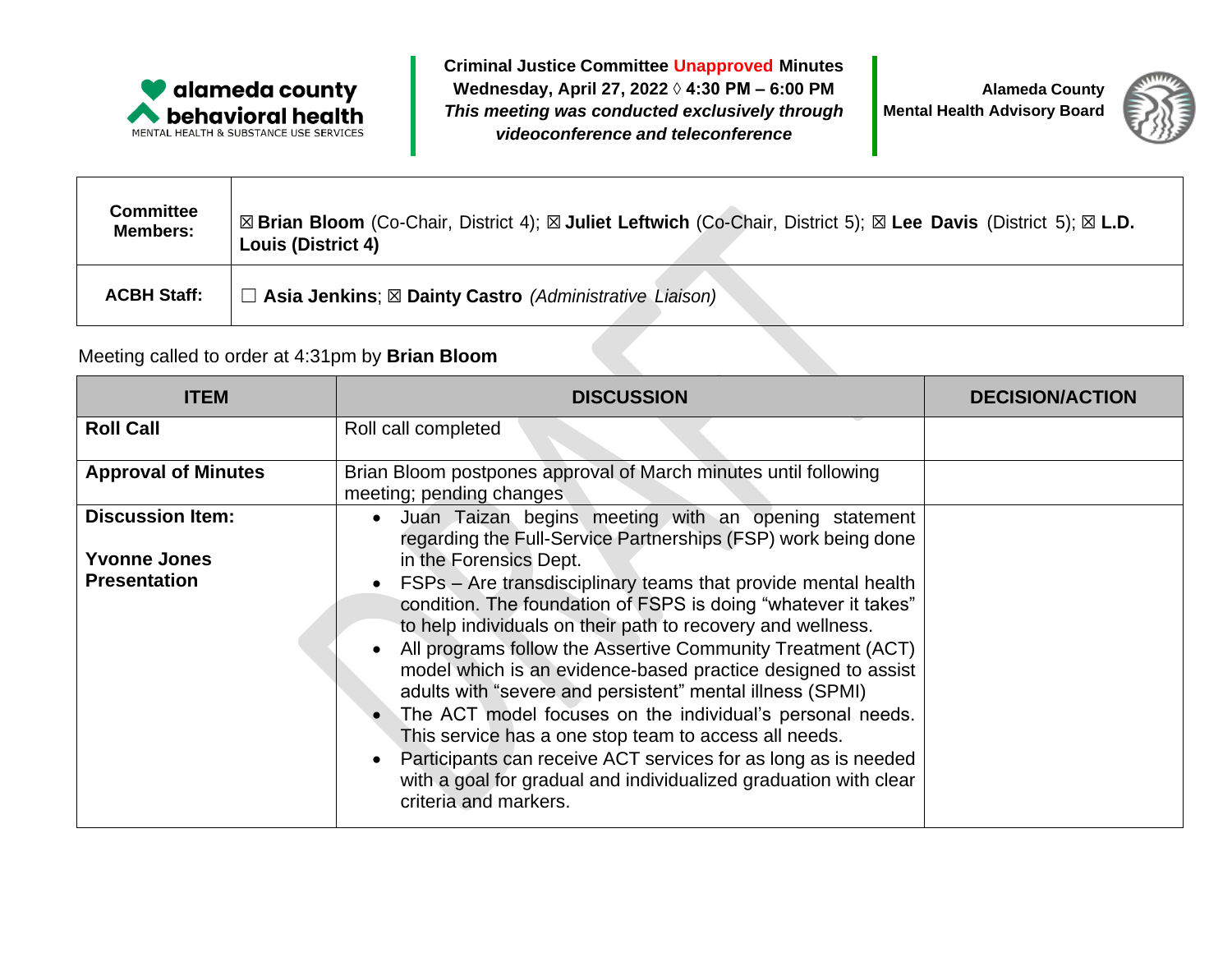**Criminal Justice Committee Unapproved Minutes**
**Wednesday, April 27, 2022 ◊ 4:30 PM – 6:00 PM**
***This meeting was conducted exclusively through videoconference and teleconference***

alameda county behavioral health
MENTAL HEALTH & SUBSTANCE USE SERVICES

**Alameda County Mental Health Advisory Board**

| | |
|---|---|
| **Committee Members:** | ☒ **Brian Bloom** (Co-Chair, District 4); ☒ **Juliet Leftwich** (Co-Chair, District 5); ☒ **Lee Davis** (District 5); ☒ **L.D. Louis (District 4)** |
| **ACBH Staff:** | ☐ **Asia Jenkins**; ☒ **Dainty Castro** *(Administrative Liaison)* |

Meeting called to order at 4:31pm by **Brian Bloom**

| ITEM | DISCUSSION | DECISION/ACTION |
|---|---|---|
| **Roll Call** | Roll call completed | |
| **Approval of Minutes** | Brian Bloom postpones approval of March minutes until following meeting; pending changes | |
| **Discussion Item:**<br><br>**Yvonne Jones Presentation** | • Juan Taizan begins meeting with an opening statement regarding the Full-Service Partnerships (FSP) work being done in the Forensics Dept.<br>• FSPs – Are transdisciplinary teams that provide mental health condition. The foundation of FSPS is doing "whatever it takes" to help individuals on their path to recovery and wellness.<br>• All programs follow the Assertive Community Treatment (ACT) model which is an evidence-based practice designed to assist adults with "severe and persistent" mental illness (SPMI)<br>• The ACT model focuses on the individual's personal needs. This service has a one stop team to access all needs.<br>• Participants can receive ACT services for as long as is needed with a goal for gradual and individualized graduation with clear criteria and markers. | |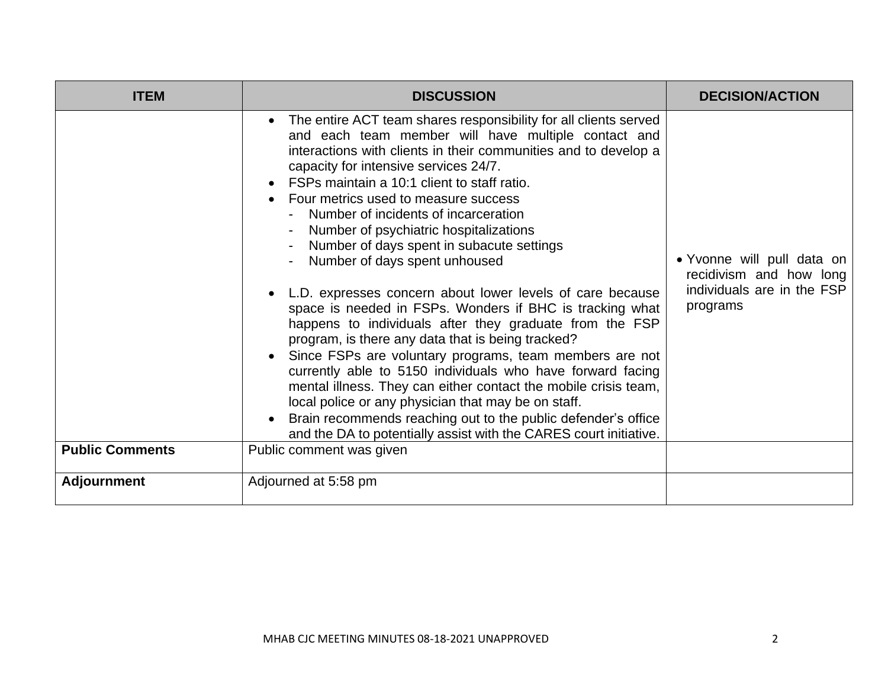| ITEM | DISCUSSION | DECISION/ACTION |
|---|---|---|
| | • The entire ACT team shares responsibility for all clients served and each team member will have multiple contact and interactions with clients in their communities and to develop a capacity for intensive services 24/7.<br>• FSPs maintain a 10:1 client to staff ratio.<br>• Four metrics used to measure success<br>  - Number of incidents of incarceration<br>  - Number of psychiatric hospitalizations<br>  - Number of days spent in subacute settings<br>  - Number of days spent unhoused<br><br>• L.D. expresses concern about lower levels of care because space is needed in FSPs. Wonders if BHC is tracking what happens to individuals after they graduate from the FSP program, is there any data that is being tracked?<br>• Since FSPs are voluntary programs, team members are not currently able to 5150 individuals who have forward facing mental illness. They can either contact the mobile crisis team, local police or any physician that may be on staff.<br>• Brain recommends reaching out to the public defender's office and the DA to potentially assist with the CARES court initiative. | • Yvonne will pull data on recidivism and how long individuals are in the FSP programs |
| **Public Comments** | Public comment was given | |
| **Adjournment** | Adjourned at 5:58 pm | |

MHAB CJC MEETING MINUTES 08-18-2021 UNAPPROVED